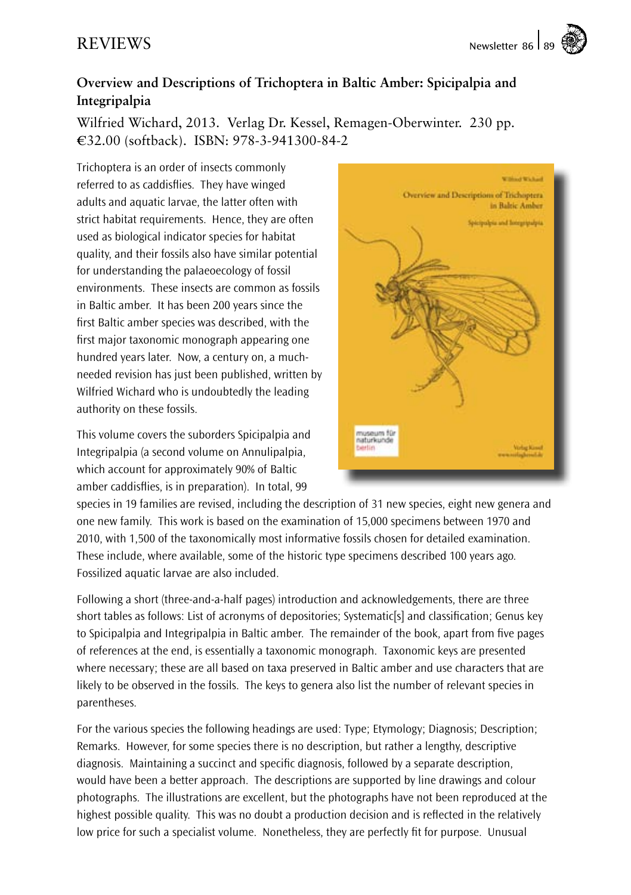## Overview and Descriptions of Trichoptera in Baltic Amber: Spicipalpia and Integripalpia

Wilfried Wichard, 2013. Verlag Dr. Kessel, Remagen-Oberwinter. 230 pp. €32.00 (softback). ISBN: 978-3-941300-84-2

Trichoptera is an order of insects commonly referred to as caddisflies. They have winged adults and aquatic larvae, the latter often with strict habitat requirements. Hence, they are often used as biological indicator species for habitat quality, and their fossils also have similar potential for understanding the palaeoecology of fossil environments. These insects are common as fossils in Baltic amber. It has been 200 years since the first Baltic amber species was described, with the first major taxonomic monograph appearing one hundred years later. Now, a century on, a much-needed revision has just been published, written by Wilfried Wichard who is undoubtedly the leading authority on these fossils.

This volume covers the suborders Spicipalpia and Integripalpia (a second volume on Annulipalpia, which account for approximately 90% of Baltic amber caddisflies, is in preparation). In total, 99 species in 19 families are revised, including the description of 31 new species, eight new genera and one new family. This work is based on the examination of 15,000 specimens between 1970 and 2010, with 1,500 of the taxonomically most informative fossils chosen for detailed examination. These include, where available, some of the historic type specimens described 100 years ago. Fossilized aquatic larvae are also included.

Following a short (three-and-a-half pages) introduction and acknowledgements, there are three short tables as follows: List of acronyms of depositories; Systematic[s] and classification; Genus key to Spicipalpia and Integripalpia in Baltic amber. The remainder of the book, apart from five pages of references at the end, is essentially a taxonomic monograph. Taxonomic keys are presented where necessary; these are all based on taxa preserved in Baltic amber and use characters that are likely to be observed in the fossils. The keys to genera also list the number of relevant species in parentheses.

For the various species the following headings are used: Type; Etymology; Diagnosis; Description; Remarks. However, for some species there is no description, but rather a lengthy, descriptive diagnosis. Maintaining a succinct and specific diagnosis, followed by a separate description, would have been a better approach. The descriptions are supported by line drawings and colour photographs. The illustrations are excellent, but the photographs have not been reproduced at the highest possible quality. This was no doubt a production decision and is reflected in the relatively low price for such a specialist volume. Nonetheless, they are perfectly fit for purpose. Unusual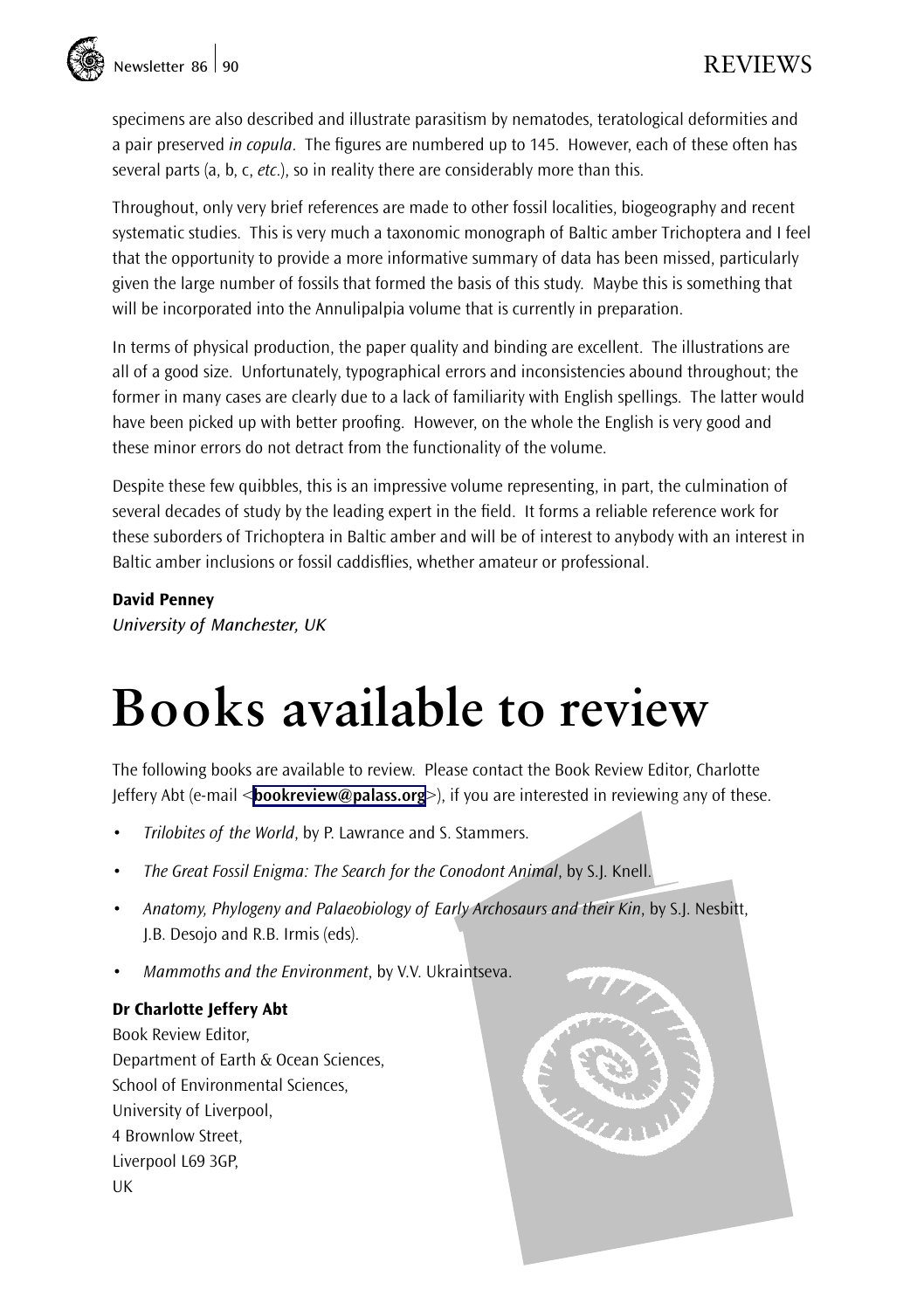specimens are also described and illustrate parasitism by nematodes, teratological deformities and a pair preserved *in copula*. The figures are numbered up to 145. However, each of these often has several parts (a, b, c, *etc*.), so in reality there are considerably more than this.

Throughout, only very brief references are made to other fossil localities, biogeography and recent systematic studies. This is very much a taxonomic monograph of Baltic amber Trichoptera and I feel that the opportunity to provide a more informative summary of data has been missed, particularly given the large number of fossils that formed the basis of this study. Maybe this is something that will be incorporated into the Annulipalpia volume that is currently in preparation.

In terms of physical production, the paper quality and binding are excellent. The illustrations are all of a good size. Unfortunately, typographical errors and inconsistencies abound throughout; the former in many cases are clearly due to a lack of familiarity with English spellings. The latter would have been picked up with better proofing. However, on the whole the English is very good and these minor errors do not detract from the functionality of the volume.

Despite these few quibbles, this is an impressive volume representing, in part, the culmination of several decades of study by the leading expert in the field. It forms a reliable reference work for these suborders of Trichoptera in Baltic amber and will be of interest to anybody with an interest in Baltic amber inclusions or fossil caddisflies, whether amateur or professional.

**David Penney**
*University of Manchester, UK*

# Books available to review

The following books are available to review. Please contact the Book Review Editor, Charlotte Jeffery Abt (e-mail <**bookreview@palass.org**>), if you are interested in reviewing any of these.

- *Trilobites of the World*, by P. Lawrance and S. Stammers.
- *The Great Fossil Enigma: The Search for the Conodont Animal*, by S.J. Knell.
- *Anatomy, Phylogeny and Palaeobiology of Early Archosaurs and their Kin*, by S.J. Nesbitt, J.B. Desojo and R.B. Irmis (eds).
- *Mammoths and the Environment*, by V.V. Ukraintseva.

**Dr Charlotte Jeffery Abt**
Book Review Editor,
Department of Earth & Ocean Sciences,
School of Environmental Sciences,
University of Liverpool,
4 Brownlow Street,
Liverpool L69 3GP,
UK